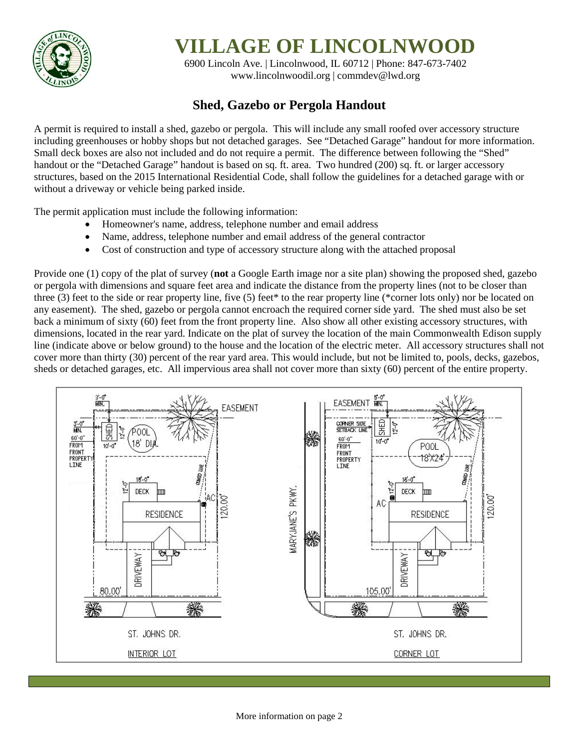# VILLAGE OF LINCOLNWOOD

6900 Lincoln Ave. | Lincolnwood, IL 60712 | Phone: 847-673-7402
www.lincolnwoodil.org | commdev@lwd.org

## Shed, Gazebo or Pergola Handout

A permit is required to install a shed, gazebo or pergola. This will include any small roofed over accessory structure including greenhouses or hobby shops but not detached garages. See "Detached Garage" handout for more information. Small deck boxes are also not included and do not require a permit. The difference between following the "Shed" handout or the "Detached Garage" handout is based on sq. ft. area. Two hundred (200) sq. ft. or larger accessory structures, based on the 2015 International Residential Code, shall follow the guidelines for a detached garage with or without a driveway or vehicle being parked inside.

The permit application must include the following information:

- Homeowner's name, address, telephone number and email address
- Name, address, telephone number and email address of the general contractor
- Cost of construction and type of accessory structure along with the attached proposal

Provide one (1) copy of the plat of survey (**not** a Google Earth image nor a site plan) showing the proposed shed, gazebo or pergola with dimensions and square feet area and indicate the distance from the property lines (not to be closer than three (3) feet to the side or rear property line, five (5) feet* to the rear property line (*corner lots only) nor be located on any easement). The shed, gazebo or pergola cannot encroach the required corner side yard. The shed must also be set back a minimum of sixty (60) feet from the front property line. Also show all other existing accessory structures, with dimensions, located in the rear yard. Indicate on the plat of survey the location of the main Commonwealth Edison supply line (indicate above or below ground) to the house and the location of the electric meter. All accessory structures shall not cover more than thirty (30) percent of the rear yard area. This would include, but not be limited to, pools, decks, gazebos, sheds or detached garages, etc. All impervious area shall not cover more than sixty (60) percent of the entire property.

INTERIOR LOT: 3'-0" MIN.; 3'-0" MIN.; 60'-0" FROM FRONT PROPERTY LINE; SHED 10'-0" x 12'-0"; POOL 18' DIA.; EASEMENT; DECK 18'-0" x 12'-0"; AC; RESIDENCE; ZONED LINE; 120.00'; DRIVEWAY; 80.00'; ST. JOHNS DR.

CORNER LOT: EASEMENT; 5'-0" MIN.; CORNER SIDE SETBACK LINE; SHED 10'-0" x 12'-0"; 60'-0" FROM FRONT PROPERTY LINE; POOL 18'X24'; DECK 18'-0" x 12'-0"; AC; RESIDENCE; ZONED LINE; 120.00'; MARYJANE'S PKWY.; DRIVEWAY; 105.00'; ST. JOHNS DR.

More information on page 2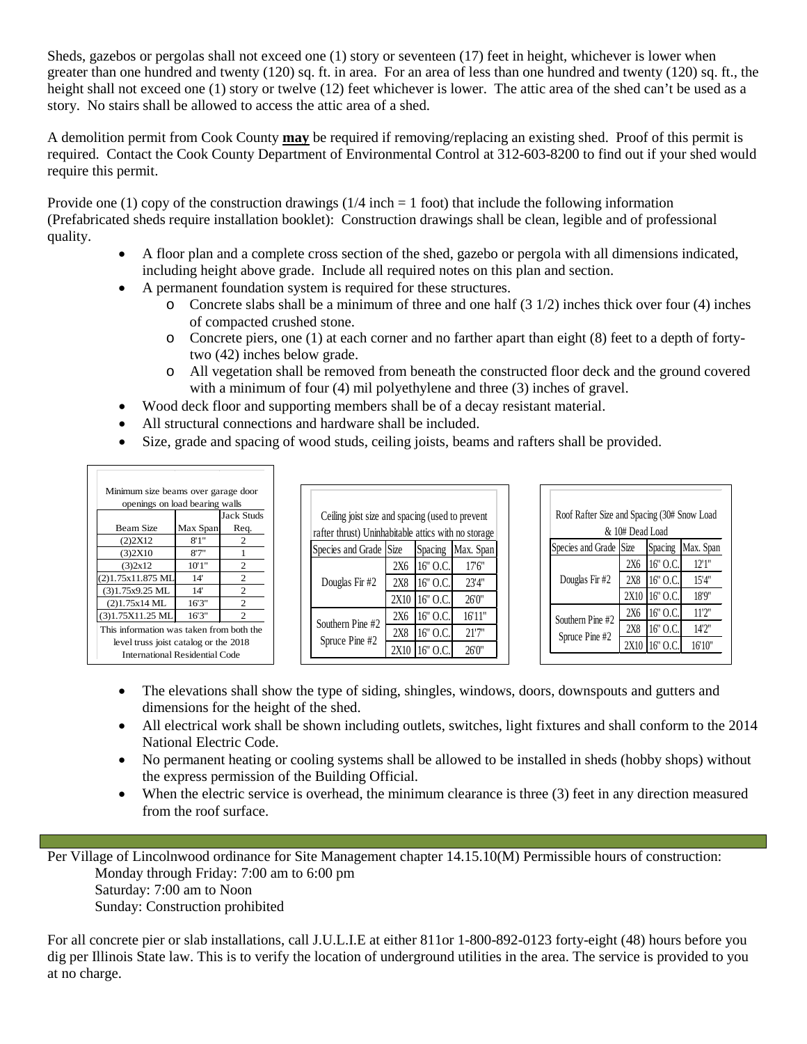Sheds, gazebos or pergolas shall not exceed one (1) story or seventeen (17) feet in height, whichever is lower when greater than one hundred and twenty (120) sq. ft. in area. For an area of less than one hundred and twenty (120) sq. ft., the height shall not exceed one (1) story or twelve (12) feet whichever is lower. The attic area of the shed can't be used as a story. No stairs shall be allowed to access the attic area of a shed.

A demolition permit from Cook County **may** be required if removing/replacing an existing shed. Proof of this permit is required. Contact the Cook County Department of Environmental Control at 312-603-8200 to find out if your shed would require this permit.

Provide one (1) copy of the construction drawings (1/4 inch = 1 foot) that include the following information (Prefabricated sheds require installation booklet): Construction drawings shall be clean, legible and of professional quality.

- A floor plan and a complete cross section of the shed, gazebo or pergola with all dimensions indicated, including height above grade. Include all required notes on this plan and section.
- A permanent foundation system is required for these structures.
  - Concrete slabs shall be a minimum of three and one half (3 1/2) inches thick over four (4) inches of compacted crushed stone.
  - Concrete piers, one (1) at each corner and no farther apart than eight (8) feet to a depth of forty-two (42) inches below grade.
  - All vegetation shall be removed from beneath the constructed floor deck and the ground covered with a minimum of four (4) mil polyethylene and three (3) inches of gravel.
- Wood deck floor and supporting members shall be of a decay resistant material.
- All structural connections and hardware shall be included.
- Size, grade and spacing of wood studs, ceiling joists, beams and rafters shall be provided.

Minimum size beams over garage door openings on load bearing walls

| Beam Size | Max Span | Jack Studs Req. |
|---|---|---|
| (2)2X12 | 8'1" | 2 |
| (3)2X10 | 8'7" | 1 |
| (3)2x12 | 10'1" | 2 |
| (2)1.75x11.875 ML | 14' | 2 |
| (3)1.75x9.25 ML | 14' | 2 |
| (2)1.75x14 ML | 16'3" | 2 |
| (3)1.75X11.25 ML | 16'3" | 2 |

This information was taken from both the level truss joist catalog or the 2018 International Residential Code

Ceiling joist size and spacing (used to prevent rafter thrust) Uninhabitable attics with no storage

| Species and Grade | Size | Spacing | Max. Span |
|---|---|---|---|
| Douglas Fir #2 | 2X6 | 16" O.C. | 17'6" |
| | 2X8 | 16" O.C. | 23'4" |
| | 2X10 | 16" O.C. | 26'0" |
| Southern Pine #2 Spruce Pine #2 | 2X6 | 16" O.C. | 16'11" |
| | 2X8 | 16" O.C. | 21'7" |
| | 2X10 | 16" O.C. | 26'0" |

Roof Rafter Size and Spacing (30# Snow Load & 10# Dead Load

| Species and Grade | Size | Spacing | Max. Span |
|---|---|---|---|
| Douglas Fir #2 | 2X6 | 16" O.C. | 12'1" |
| | 2X8 | 16" O.C. | 15'4" |
| | 2X10 | 16" O.C. | 18'9" |
| Southern Pine #2 Spruce Pine #2 | 2X6 | 16" O.C. | 11'2" |
| | 2X8 | 16" O.C. | 14'2" |
| | 2X10 | 16" O.C. | 16'10" |

- The elevations shall show the type of siding, shingles, windows, doors, downspouts and gutters and dimensions for the height of the shed.
- All electrical work shall be shown including outlets, switches, light fixtures and shall conform to the 2014 National Electric Code.
- No permanent heating or cooling systems shall be allowed to be installed in sheds (hobby shops) without the express permission of the Building Official.
- When the electric service is overhead, the minimum clearance is three (3) feet in any direction measured from the roof surface.

Per Village of Lincolnwood ordinance for Site Management chapter 14.15.10(M) Permissible hours of construction:
Monday through Friday: 7:00 am to 6:00 pm
Saturday: 7:00 am to Noon
Sunday: Construction prohibited

For all concrete pier or slab installations, call J.U.L.I.E at either 811or 1-800-892-0123 forty-eight (48) hours before you dig per Illinois State law. This is to verify the location of underground utilities in the area. The service is provided to you at no charge.